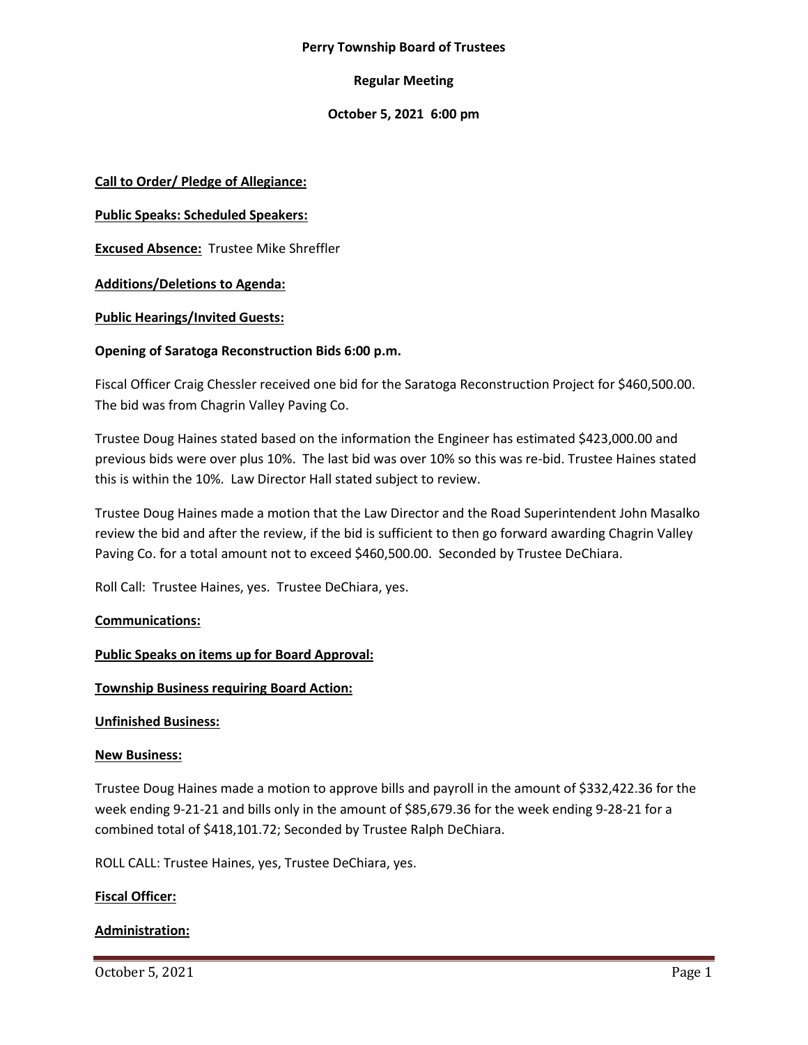**Perry Township Board of Trustees**

**Regular Meeting**

**October 5, 2021 6:00 pm**

**Call to Order/ Pledge of Allegiance:**

**Public Speaks: Scheduled Speakers:**

**Excused Absence:** Trustee Mike Shreffler

**Additions/Deletions to Agenda:**

**Public Hearings/Invited Guests:**

**Opening of Saratoga Reconstruction Bids 6:00 p.m.**

Fiscal Officer Craig Chessler received one bid for the Saratoga Reconstruction Project for $460,500.00. The bid was from Chagrin Valley Paving Co.

Trustee Doug Haines stated based on the information the Engineer has estimated $423,000.00 and previous bids were over plus 10%. The last bid was over 10% so this was re-bid. Trustee Haines stated this is within the 10%. Law Director Hall stated subject to review.

Trustee Doug Haines made a motion that the Law Director and the Road Superintendent John Masalko review the bid and after the review, if the bid is sufficient to then go forward awarding Chagrin Valley Paving Co. for a total amount not to exceed $460,500.00. Seconded by Trustee DeChiara.

Roll Call: Trustee Haines, yes. Trustee DeChiara, yes.

**Communications:**

**Public Speaks on items up for Board Approval:**

**Township Business requiring Board Action:**

**Unfinished Business:**

**New Business:**

Trustee Doug Haines made a motion to approve bills and payroll in the amount of $332,422.36 for the week ending 9-21-21 and bills only in the amount of $85,679.36 for the week ending 9-28-21 for a combined total of $418,101.72; Seconded by Trustee Ralph DeChiara.

ROLL CALL: Trustee Haines, yes, Trustee DeChiara, yes.

**Fiscal Officer:**

**Administration:**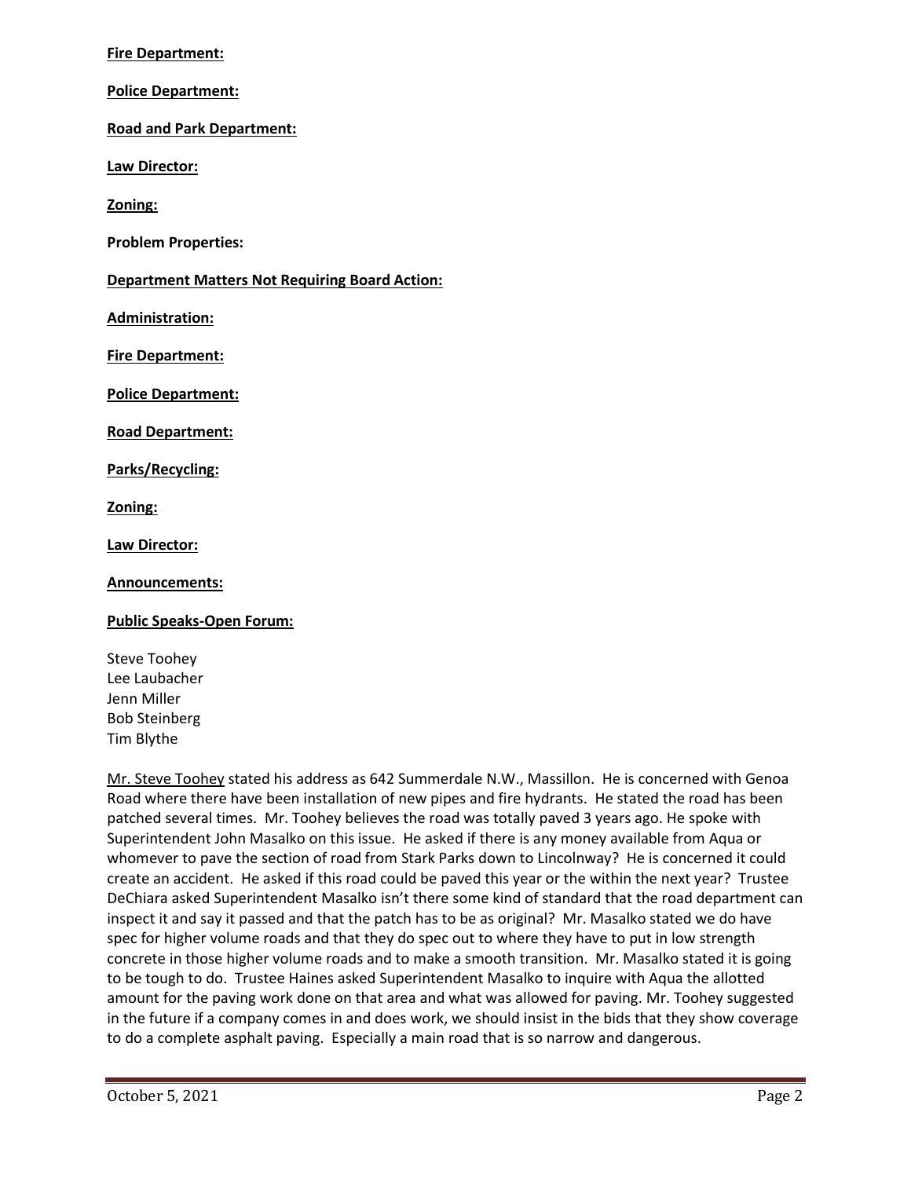**Fire Department:**

**Police Department:**

**Road and Park Department:**

**Law Director:**

**Zoning:**

**Problem Properties:**

**Department Matters Not Requiring Board Action:**

**Administration:**

**Fire Department:**

**Police Department:**

**Road Department:**

**Parks/Recycling:**

**Zoning:**

**Law Director:**

**Announcements:**

**Public Speaks-Open Forum:**

Steve Toohey
Lee Laubacher
Jenn Miller
Bob Steinberg
Tim Blythe

Mr. Steve Toohey stated his address as 642 Summerdale N.W., Massillon. He is concerned with Genoa Road where there have been installation of new pipes and fire hydrants. He stated the road has been patched several times. Mr. Toohey believes the road was totally paved 3 years ago. He spoke with Superintendent John Masalko on this issue. He asked if there is any money available from Aqua or whomever to pave the section of road from Stark Parks down to Lincolnway? He is concerned it could create an accident. He asked if this road could be paved this year or the within the next year? Trustee DeChiara asked Superintendent Masalko isn't there some kind of standard that the road department can inspect it and say it passed and that the patch has to be as original? Mr. Masalko stated we do have spec for higher volume roads and that they do spec out to where they have to put in low strength concrete in those higher volume roads and to make a smooth transition. Mr. Masalko stated it is going to be tough to do. Trustee Haines asked Superintendent Masalko to inquire with Aqua the allotted amount for the paving work done on that area and what was allowed for paving. Mr. Toohey suggested in the future if a company comes in and does work, we should insist in the bids that they show coverage to do a complete asphalt paving. Especially a main road that is so narrow and dangerous.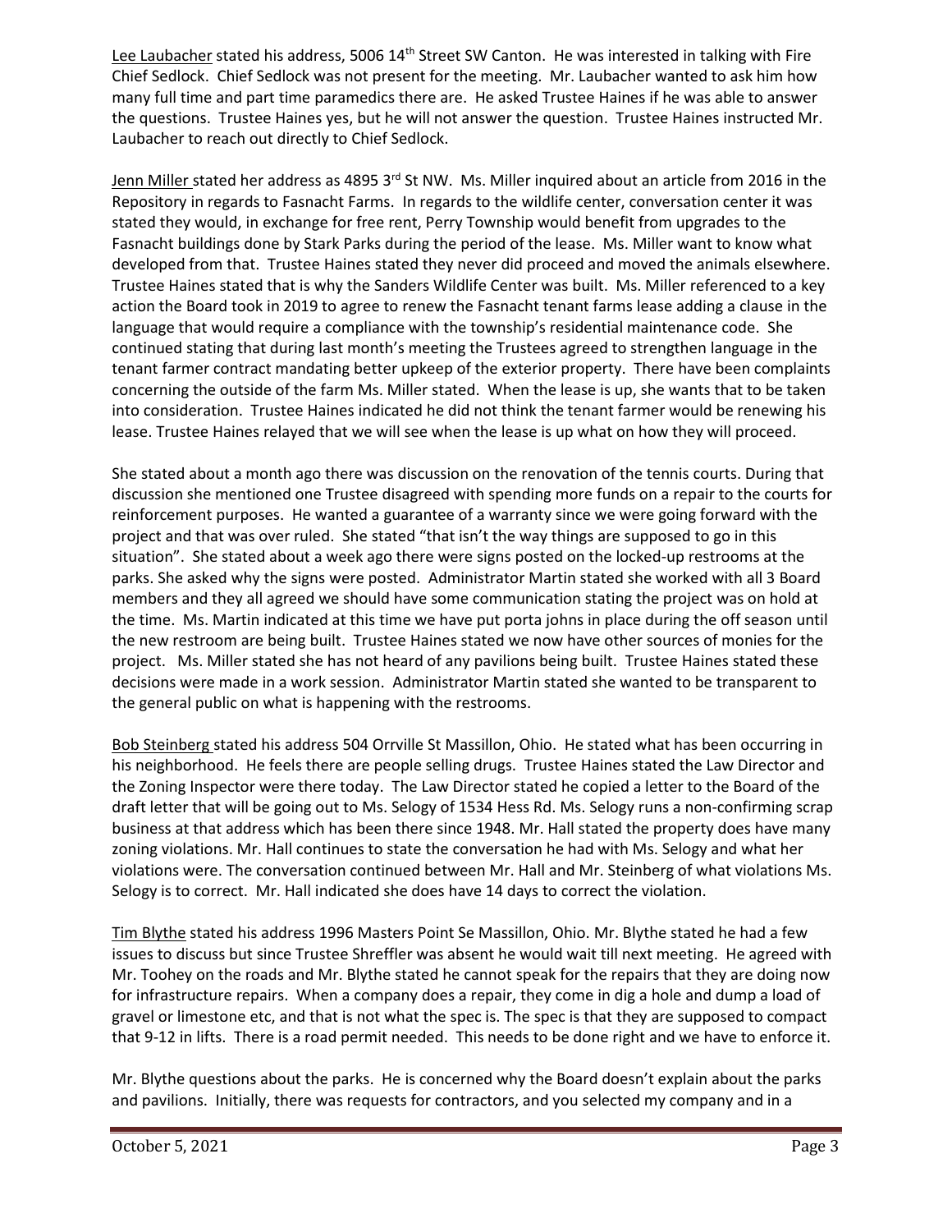Lee Laubacher stated his address, 5006 14th Street SW Canton. He was interested in talking with Fire Chief Sedlock. Chief Sedlock was not present for the meeting. Mr. Laubacher wanted to ask him how many full time and part time paramedics there are. He asked Trustee Haines if he was able to answer the questions. Trustee Haines yes, but he will not answer the question. Trustee Haines instructed Mr. Laubacher to reach out directly to Chief Sedlock.

Jenn Miller stated her address as 4895 3rd St NW. Ms. Miller inquired about an article from 2016 in the Repository in regards to Fasnacht Farms. In regards to the wildlife center, conversation center it was stated they would, in exchange for free rent, Perry Township would benefit from upgrades to the Fasnacht buildings done by Stark Parks during the period of the lease. Ms. Miller want to know what developed from that. Trustee Haines stated they never did proceed and moved the animals elsewhere. Trustee Haines stated that is why the Sanders Wildlife Center was built. Ms. Miller referenced to a key action the Board took in 2019 to agree to renew the Fasnacht tenant farms lease adding a clause in the language that would require a compliance with the township's residential maintenance code. She continued stating that during last month's meeting the Trustees agreed to strengthen language in the tenant farmer contract mandating better upkeep of the exterior property. There have been complaints concerning the outside of the farm Ms. Miller stated. When the lease is up, she wants that to be taken into consideration. Trustee Haines indicated he did not think the tenant farmer would be renewing his lease. Trustee Haines relayed that we will see when the lease is up what on how they will proceed.

She stated about a month ago there was discussion on the renovation of the tennis courts. During that discussion she mentioned one Trustee disagreed with spending more funds on a repair to the courts for reinforcement purposes. He wanted a guarantee of a warranty since we were going forward with the project and that was over ruled. She stated "that isn't the way things are supposed to go in this situation". She stated about a week ago there were signs posted on the locked-up restrooms at the parks. She asked why the signs were posted. Administrator Martin stated she worked with all 3 Board members and they all agreed we should have some communication stating the project was on hold at the time. Ms. Martin indicated at this time we have put porta johns in place during the off season until the new restroom are being built. Trustee Haines stated we now have other sources of monies for the project. Ms. Miller stated she has not heard of any pavilions being built. Trustee Haines stated these decisions were made in a work session. Administrator Martin stated she wanted to be transparent to the general public on what is happening with the restrooms.

Bob Steinberg stated his address 504 Orrville St Massillon, Ohio. He stated what has been occurring in his neighborhood. He feels there are people selling drugs. Trustee Haines stated the Law Director and the Zoning Inspector were there today. The Law Director stated he copied a letter to the Board of the draft letter that will be going out to Ms. Selogy of 1534 Hess Rd. Ms. Selogy runs a non-confirming scrap business at that address which has been there since 1948. Mr. Hall stated the property does have many zoning violations. Mr. Hall continues to state the conversation he had with Ms. Selogy and what her violations were. The conversation continued between Mr. Hall and Mr. Steinberg of what violations Ms. Selogy is to correct. Mr. Hall indicated she does have 14 days to correct the violation.

Tim Blythe stated his address 1996 Masters Point Se Massillon, Ohio. Mr. Blythe stated he had a few issues to discuss but since Trustee Shreffler was absent he would wait till next meeting. He agreed with Mr. Toohey on the roads and Mr. Blythe stated he cannot speak for the repairs that they are doing now for infrastructure repairs. When a company does a repair, they come in dig a hole and dump a load of gravel or limestone etc, and that is not what the spec is. The spec is that they are supposed to compact that 9-12 in lifts. There is a road permit needed. This needs to be done right and we have to enforce it.

Mr. Blythe questions about the parks. He is concerned why the Board doesn't explain about the parks and pavilions. Initially, there was requests for contractors, and you selected my company and in a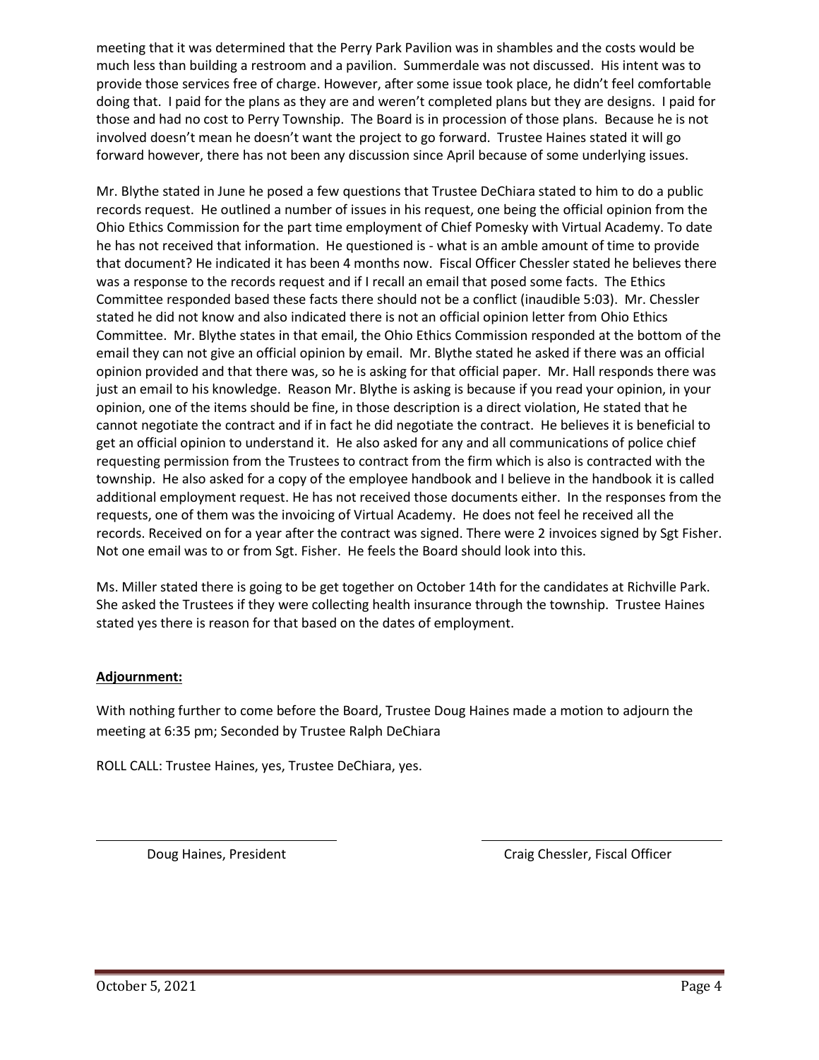meeting that it was determined that the Perry Park Pavilion was in shambles and the costs would be much less than building a restroom and a pavilion. Summerdale was not discussed. His intent was to provide those services free of charge. However, after some issue took place, he didn't feel comfortable doing that. I paid for the plans as they are and weren't completed plans but they are designs. I paid for those and had no cost to Perry Township. The Board is in procession of those plans. Because he is not involved doesn't mean he doesn't want the project to go forward. Trustee Haines stated it will go forward however, there has not been any discussion since April because of some underlying issues.

Mr. Blythe stated in June he posed a few questions that Trustee DeChiara stated to him to do a public records request. He outlined a number of issues in his request, one being the official opinion from the Ohio Ethics Commission for the part time employment of Chief Pomesky with Virtual Academy. To date he has not received that information. He questioned is - what is an amble amount of time to provide that document? He indicated it has been 4 months now. Fiscal Officer Chessler stated he believes there was a response to the records request and if I recall an email that posed some facts. The Ethics Committee responded based these facts there should not be a conflict (inaudible 5:03). Mr. Chessler stated he did not know and also indicated there is not an official opinion letter from Ohio Ethics Committee. Mr. Blythe states in that email, the Ohio Ethics Commission responded at the bottom of the email they can not give an official opinion by email. Mr. Blythe stated he asked if there was an official opinion provided and that there was, so he is asking for that official paper. Mr. Hall responds there was just an email to his knowledge. Reason Mr. Blythe is asking is because if you read your opinion, in your opinion, one of the items should be fine, in those description is a direct violation, He stated that he cannot negotiate the contract and if in fact he did negotiate the contract. He believes it is beneficial to get an official opinion to understand it. He also asked for any and all communications of police chief requesting permission from the Trustees to contract from the firm which is also is contracted with the township. He also asked for a copy of the employee handbook and I believe in the handbook it is called additional employment request. He has not received those documents either. In the responses from the requests, one of them was the invoicing of Virtual Academy. He does not feel he received all the records. Received on for a year after the contract was signed. There were 2 invoices signed by Sgt Fisher. Not one email was to or from Sgt. Fisher. He feels the Board should look into this.

Ms. Miller stated there is going to be get together on October 14th for the candidates at Richville Park. She asked the Trustees if they were collecting health insurance through the township. Trustee Haines stated yes there is reason for that based on the dates of employment.

**Adjournment:**

With nothing further to come before the Board, Trustee Doug Haines made a motion to adjourn the meeting at 6:35 pm; Seconded by Trustee Ralph DeChiara

ROLL CALL: Trustee Haines, yes, Trustee DeChiara, yes.

Doug Haines, President

Craig Chessler, Fiscal Officer